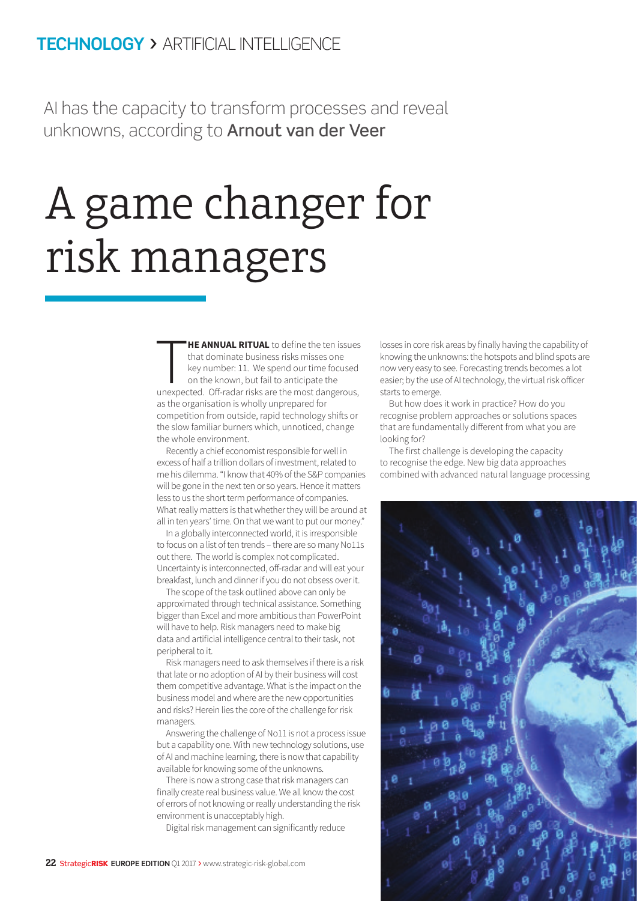TECHNOLOGY > ARTIFICIAL INTELLIGENCE

AI has the capacity to transform processes and reveal unknowns, according to **Arnout van der Veer**

# A game changer for risk managers

**THE ANNUAL RITUAL** to define the ten issues that dominate business risks misses one key number: 11. We spend our time focused on the known, but fail to anticipate the unexpected. Off-radar risks are the most dangerous, as the organisation is wholly unprepared for competition from outside, rapid technology shifts or the slow familiar burners which, unnoticed, change the whole environment.

Recently a chief economist responsible for well in excess of half a trillion dollars of investment, related to me his dilemma. "I know that 40% of the S&P companies will be gone in the next ten or so years. Hence it matters less to us the short term performance of companies. What really matters is that whether they will be around at all in ten years' time. On that we want to put our money."

In a globally interconnected world, it is irresponsible to focus on a list of ten trends – there are so many No11s out there. The world is complex not complicated. Uncertainty is interconnected, off-radar and will eat your breakfast, lunch and dinner if you do not obsess over it.

The scope of the task outlined above can only be approximated through technical assistance. Something bigger than Excel and more ambitious than PowerPoint will have to help. Risk managers need to make big data and artificial intelligence central to their task, not peripheral to it.

Risk managers need to ask themselves if there is a risk that late or no adoption of AI by their business will cost them competitive advantage. What is the impact on the business model and where are the new opportunities and risks? Herein lies the core of the challenge for risk managers.

Answering the challenge of No11 is not a process issue but a capability one. With new technology solutions, use of AI and machine learning, there is now that capability available for knowing some of the unknowns.

There is now a strong case that risk managers can finally create real business value. We all know the cost of errors of not knowing or really understanding the risk environment is unacceptably high.

Digital risk management can significantly reduce losses in core risk areas by finally having the capability of knowing the unknowns: the hotspots and blind spots are now very easy to see. Forecasting trends becomes a lot easier; by the use of AI technology, the virtual risk officer starts to emerge.

But how does it work in practice? How do you recognise problem approaches or solutions spaces that are fundamentally different from what you are looking for?

The first challenge is developing the capacity to recognise the edge. New big data approaches combined with advanced natural language processing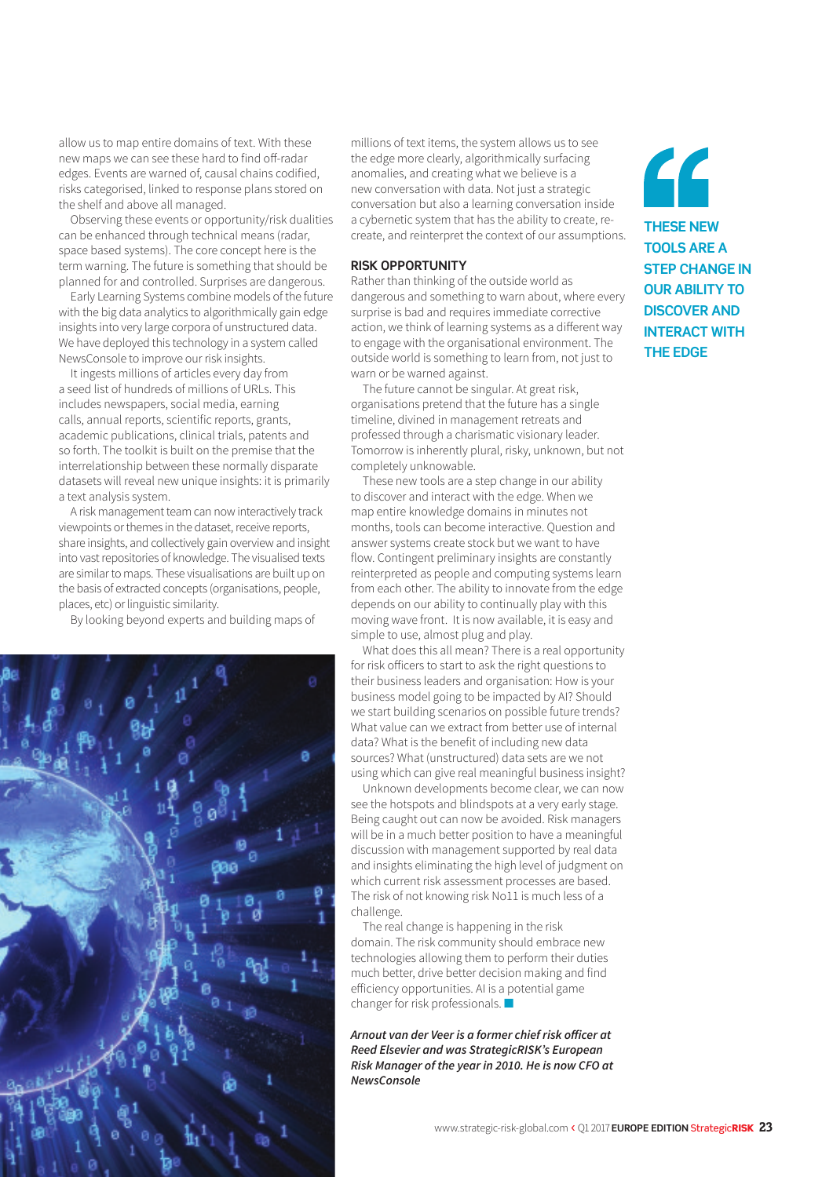allow us to map entire domains of text. With these new maps we can see these hard to find off-radar edges. Events are warned of, causal chains codified, risks categorised, linked to response plans stored on the shelf and above all managed.

Observing these events or opportunity/risk dualities can be enhanced through technical means (radar, space based systems). The core concept here is the term warning. The future is something that should be planned for and controlled. Surprises are dangerous.

Early Learning Systems combine models of the future with the big data analytics to algorithmically gain edge insights into very large corpora of unstructured data. We have deployed this technology in a system called NewsConsole to improve our risk insights.

It ingests millions of articles every day from a seed list of hundreds of millions of URLs. This includes newspapers, social media, earning calls, annual reports, scientific reports, grants, academic publications, clinical trials, patents and so forth. The toolkit is built on the premise that the interrelationship between these normally disparate datasets will reveal new unique insights: it is primarily a text analysis system.

A risk management team can now interactively track viewpoints or themes in the dataset, receive reports, share insights, and collectively gain overview and insight into vast repositories of knowledge. The visualised texts are similar to maps. These visualisations are built up on the basis of extracted concepts (organisations, people, places, etc) or linguistic similarity.

By looking beyond experts and building maps of millions of text items, the system allows us to see the edge more clearly, algorithmically surfacing anomalies, and creating what we believe is a new conversation with data. Not just a strategic conversation but also a learning conversation inside a cybernetic system that has the ability to create, re-create, and reinterpret the context of our assumptions.

## RISK OPPORTUNITY

Rather than thinking of the outside world as dangerous and something to warn about, where every surprise is bad and requires immediate corrective action, we think of learning systems as a different way to engage with the organisational environment. The outside world is something to learn from, not just to warn or be warned against.

The future cannot be singular. At great risk, organisations pretend that the future has a single timeline, divined in management retreats and professed through a charismatic visionary leader. Tomorrow is inherently plural, risky, unknown, but not completely unknowable.

These new tools are a step change in our ability to discover and interact with the edge. When we map entire knowledge domains in minutes not months, tools can become interactive. Question and answer systems create stock but we want to have flow. Contingent preliminary insights are constantly reinterpreted as people and computing systems learn from each other. The ability to innovate from the edge depends on our ability to continually play with this moving wave front. It is now available, it is easy and simple to use, almost plug and play.

What does this all mean? There is a real opportunity for risk officers to start to ask the right questions to their business leaders and organisation: How is your business model going to be impacted by AI? Should we start building scenarios on possible future trends? What value can we extract from better use of internal data? What is the benefit of including new data sources? What (unstructured) data sets are we not using which can give real meaningful business insight?

Unknown developments become clear, we can now see the hotspots and blindspots at a very early stage. Being caught out can now be avoided. Risk managers will be in a much better position to have a meaningful discussion with management supported by real data and insights eliminating the high level of judgment on which current risk assessment processes are based. The risk of not knowing risk No11 is much less of a challenge.

The real change is happening in the risk domain. The risk community should embrace new technologies allowing them to perform their duties much better, drive better decision making and find efficiency opportunities. AI is a potential game changer for risk professionals. ■

***Arnout van der Veer is a former chief risk officer at Reed Elsevier and was StrategicRISK's European Risk Manager of the year in 2010. He is now CFO at NewsConsole***

> **"THESE NEW TOOLS ARE A STEP CHANGE IN OUR ABILITY TO DISCOVER AND INTERACT WITH THE EDGE**